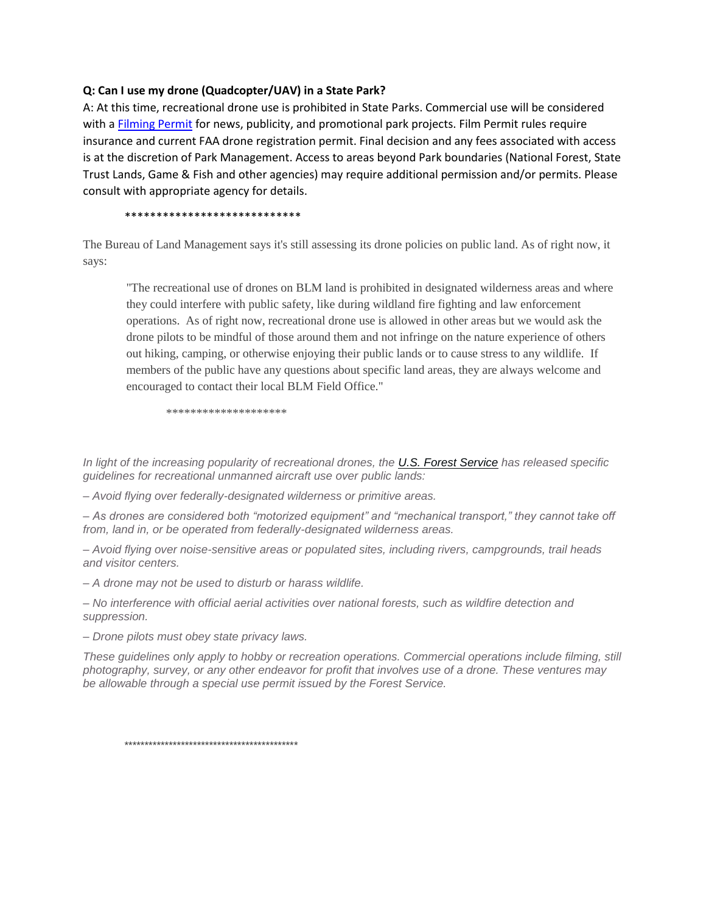**Q: Can I use my drone (Quadcopter/UAV) in a State Park?**

A: At this time, recreational drone use is prohibited in State Parks. Commercial use will be considered with a Filming Permit for news, publicity, and promotional park projects. Film Permit rules require insurance and current FAA drone registration permit. Final decision and any fees associated with access is at the discretion of Park Management. Access to areas beyond Park boundaries (National Forest, State Trust Lands, Game & Fish and other agencies) may require additional permission and/or permits. Please consult with appropriate agency for details.

****************************

The Bureau of Land Management says it's still assessing its drone policies on public land. As of right now, it says:

> "The recreational use of drones on BLM land is prohibited in designated wilderness areas and where they could interfere with public safety, like during wildland fire fighting and law enforcement operations. As of right now, recreational drone use is allowed in other areas but we would ask the drone pilots to be mindful of those around them and not infringe on the nature experience of others out hiking, camping, or otherwise enjoying their public lands or to cause stress to any wildlife. If members of the public have any questions about specific land areas, they are always welcome and encouraged to contact their local BLM Field Office."

********************

*In light of the increasing popularity of recreational drones, the U.S. Forest Service has released specific guidelines for recreational unmanned aircraft use over public lands:*

*– Avoid flying over federally-designated wilderness or primitive areas.*

*– As drones are considered both "motorized equipment" and "mechanical transport," they cannot take off from, land in, or be operated from federally-designated wilderness areas.*

*– Avoid flying over noise-sensitive areas or populated sites, including rivers, campgrounds, trail heads and visitor centers.*

*– A drone may not be used to disturb or harass wildlife.*

*– No interference with official aerial activities over national forests, such as wildfire detection and suppression.*

*– Drone pilots must obey state privacy laws.*

*These guidelines only apply to hobby or recreation operations. Commercial operations include filming, still photography, survey, or any other endeavor for profit that involves use of a drone. These ventures may be allowable through a special use permit issued by the Forest Service.*

********************************************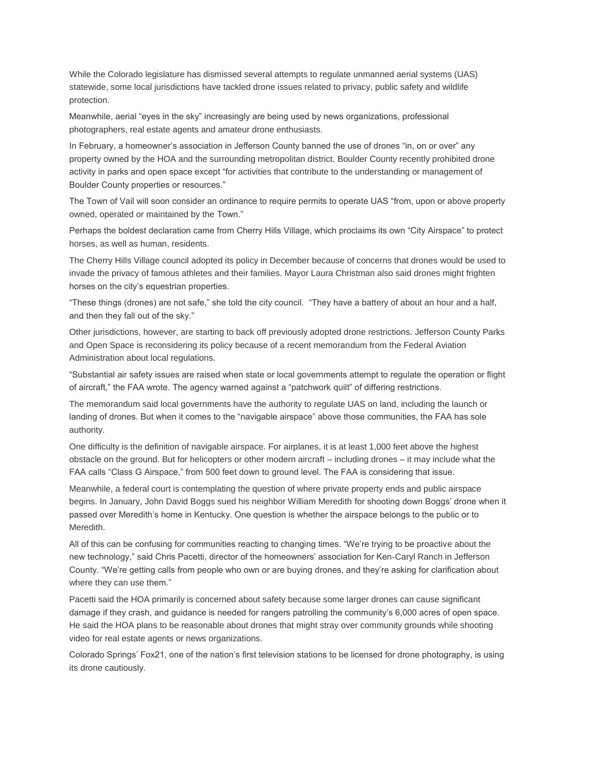While the Colorado legislature has dismissed several attempts to regulate unmanned aerial systems (UAS) statewide, some local jurisdictions have tackled drone issues related to privacy, public safety and wildlife protection.

Meanwhile, aerial "eyes in the sky" increasingly are being used by news organizations, professional photographers, real estate agents and amateur drone enthusiasts.

In February, a homeowner's association in Jefferson County banned the use of drones "in, on or over" any property owned by the HOA and the surrounding metropolitan district. Boulder County recently prohibited drone activity in parks and open space except "for activities that contribute to the understanding or management of Boulder County properties or resources."

The Town of Vail will soon consider an ordinance to require permits to operate UAS "from, upon or above property owned, operated or maintained by the Town."

Perhaps the boldest declaration came from Cherry Hills Village, which proclaims its own "City Airspace" to protect horses, as well as human, residents.

The Cherry Hills Village council adopted its policy in December because of concerns that drones would be used to invade the privacy of famous athletes and their families. Mayor Laura Christman also said drones might frighten horses on the city's equestrian properties.

"These things (drones) are not safe," she told the city council. "They have a battery of about an hour and a half, and then they fall out of the sky."

Other jurisdictions, however, are starting to back off previously adopted drone restrictions. Jefferson County Parks and Open Space is reconsidering its policy because of a recent memorandum from the Federal Aviation Administration about local regulations.

"Substantial air safety issues are raised when state or local governments attempt to regulate the operation or flight of aircraft," the FAA wrote. The agency warned against a "patchwork quilt" of differing restrictions.

The memorandum said local governments have the authority to regulate UAS on land, including the launch or landing of drones. But when it comes to the "navigable airspace" above those communities, the FAA has sole authority.

One difficulty is the definition of navigable airspace. For airplanes, it is at least 1,000 feet above the highest obstacle on the ground. But for helicopters or other modern aircraft – including drones – it may include what the FAA calls "Class G Airspace," from 500 feet down to ground level. The FAA is considering that issue.

Meanwhile, a federal court is contemplating the question of where private property ends and public airspace begins. In January, John David Boggs sued his neighbor William Meredith for shooting down Boggs' drone when it passed over Meredith's home in Kentucky. One question is whether the airspace belongs to the public or to Meredith.

All of this can be confusing for communities reacting to changing times. "We're trying to be proactive about the new technology," said Chris Pacetti, director of the homeowners' association for Ken-Caryl Ranch in Jefferson County. "We're getting calls from people who own or are buying drones, and they're asking for clarification about where they can use them."

Pacetti said the HOA primarily is concerned about safety because some larger drones can cause significant damage if they crash, and guidance is needed for rangers patrolling the community's 6,000 acres of open space. He said the HOA plans to be reasonable about drones that might stray over community grounds while shooting video for real estate agents or news organizations.

Colorado Springs' Fox21, one of the nation's first television stations to be licensed for drone photography, is using its drone cautiously.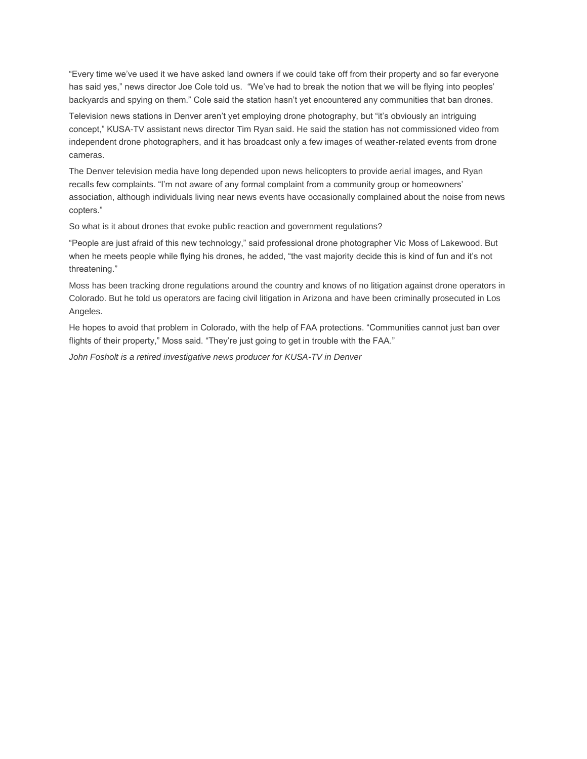"Every time we've used it we have asked land owners if we could take off from their property and so far everyone has said yes," news director Joe Cole told us. "We've had to break the notion that we will be flying into peoples' backyards and spying on them." Cole said the station hasn't yet encountered any communities that ban drones.

Television news stations in Denver aren't yet employing drone photography, but "it's obviously an intriguing concept," KUSA-TV assistant news director Tim Ryan said. He said the station has not commissioned video from independent drone photographers, and it has broadcast only a few images of weather-related events from drone cameras.

The Denver television media have long depended upon news helicopters to provide aerial images, and Ryan recalls few complaints. "I'm not aware of any formal complaint from a community group or homeowners' association, although individuals living near news events have occasionally complained about the noise from news copters."

So what is it about drones that evoke public reaction and government regulations?

"People are just afraid of this new technology," said professional drone photographer Vic Moss of Lakewood. But when he meets people while flying his drones, he added, "the vast majority decide this is kind of fun and it's not threatening."

Moss has been tracking drone regulations around the country and knows of no litigation against drone operators in Colorado. But he told us operators are facing civil litigation in Arizona and have been criminally prosecuted in Los Angeles.

He hopes to avoid that problem in Colorado, with the help of FAA protections. "Communities cannot just ban over flights of their property," Moss said. "They're just going to get in trouble with the FAA."

*John Fosholt is a retired investigative news producer for KUSA-TV in Denver*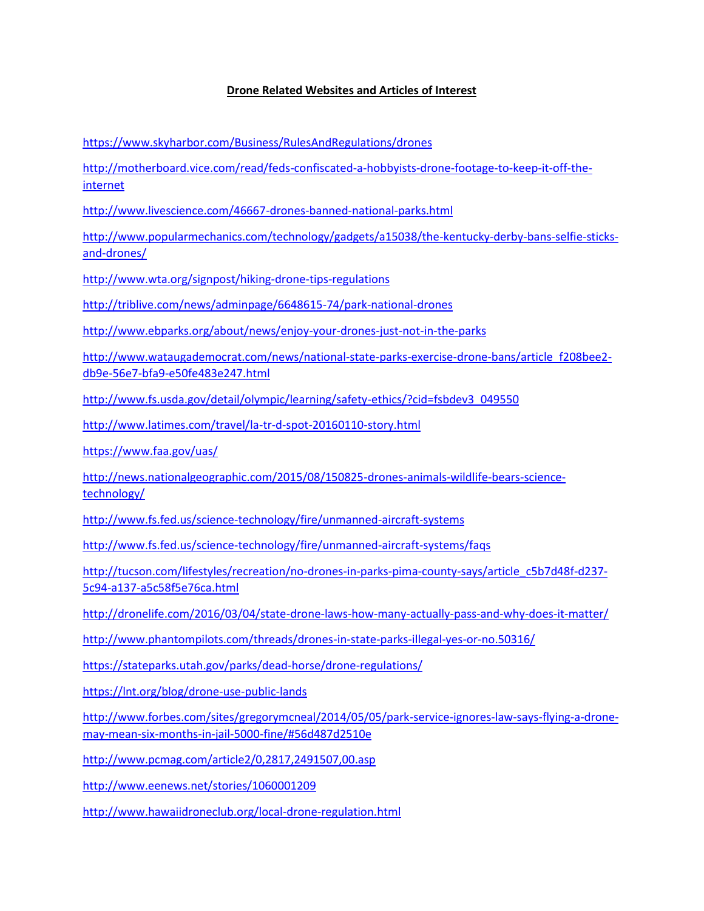**Drone Related Websites and Articles of Interest**

https://www.skyharbor.com/Business/RulesAndRegulations/drones

http://motherboard.vice.com/read/feds-confiscated-a-hobbyists-drone-footage-to-keep-it-off-the-internet

http://www.livescience.com/46667-drones-banned-national-parks.html

http://www.popularmechanics.com/technology/gadgets/a15038/the-kentucky-derby-bans-selfie-sticks-and-drones/

http://www.wta.org/signpost/hiking-drone-tips-regulations

http://triblive.com/news/adminpage/6648615-74/park-national-drones

http://www.ebparks.org/about/news/enjoy-your-drones-just-not-in-the-parks

http://www.wataugademocrat.com/news/national-state-parks-exercise-drone-bans/article_f208bee2-db9e-56e7-bfa9-e50fe483e247.html

http://www.fs.usda.gov/detail/olympic/learning/safety-ethics/?cid=fsbdev3_049550

http://www.latimes.com/travel/la-tr-d-spot-20160110-story.html

https://www.faa.gov/uas/

http://news.nationalgeographic.com/2015/08/150825-drones-animals-wildlife-bears-science-technology/

http://www.fs.fed.us/science-technology/fire/unmanned-aircraft-systems

http://www.fs.fed.us/science-technology/fire/unmanned-aircraft-systems/faqs

http://tucson.com/lifestyles/recreation/no-drones-in-parks-pima-county-says/article_c5b7d48f-d237-5c94-a137-a5c58f5e76ca.html

http://dronelife.com/2016/03/04/state-drone-laws-how-many-actually-pass-and-why-does-it-matter/

http://www.phantompilots.com/threads/drones-in-state-parks-illegal-yes-or-no.50316/

https://stateparks.utah.gov/parks/dead-horse/drone-regulations/

https://lnt.org/blog/drone-use-public-lands

http://www.forbes.com/sites/gregorymcneal/2014/05/05/park-service-ignores-law-says-flying-a-drone-may-mean-six-months-in-jail-5000-fine/#56d487d2510e

http://www.pcmag.com/article2/0,2817,2491507,00.asp

http://www.eenews.net/stories/1060001209

http://www.hawaiidroneclub.org/local-drone-regulation.html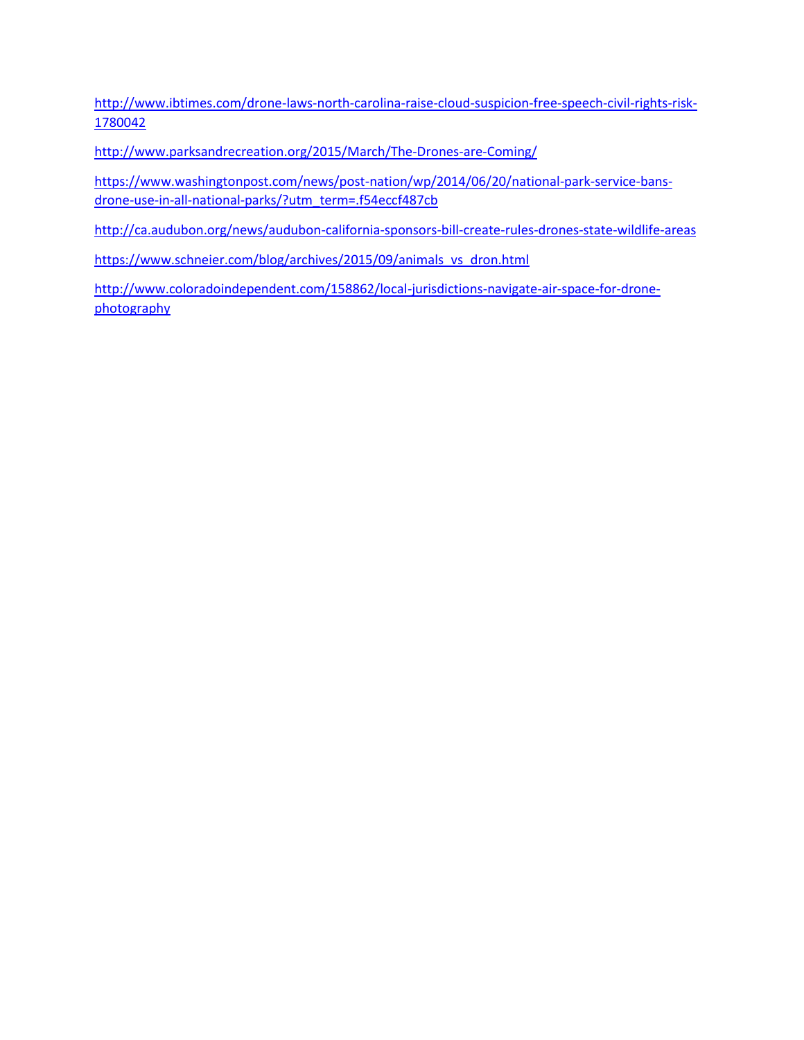http://www.ibtimes.com/drone-laws-north-carolina-raise-cloud-suspicion-free-speech-civil-rights-risk-1780042

http://www.parksandrecreation.org/2015/March/The-Drones-are-Coming/

https://www.washingtonpost.com/news/post-nation/wp/2014/06/20/national-park-service-bans-drone-use-in-all-national-parks/?utm_term=.f54eccf487cb

http://ca.audubon.org/news/audubon-california-sponsors-bill-create-rules-drones-state-wildlife-areas

https://www.schneier.com/blog/archives/2015/09/animals_vs_dron.html

http://www.coloradoindependent.com/158862/local-jurisdictions-navigate-air-space-for-drone-photography